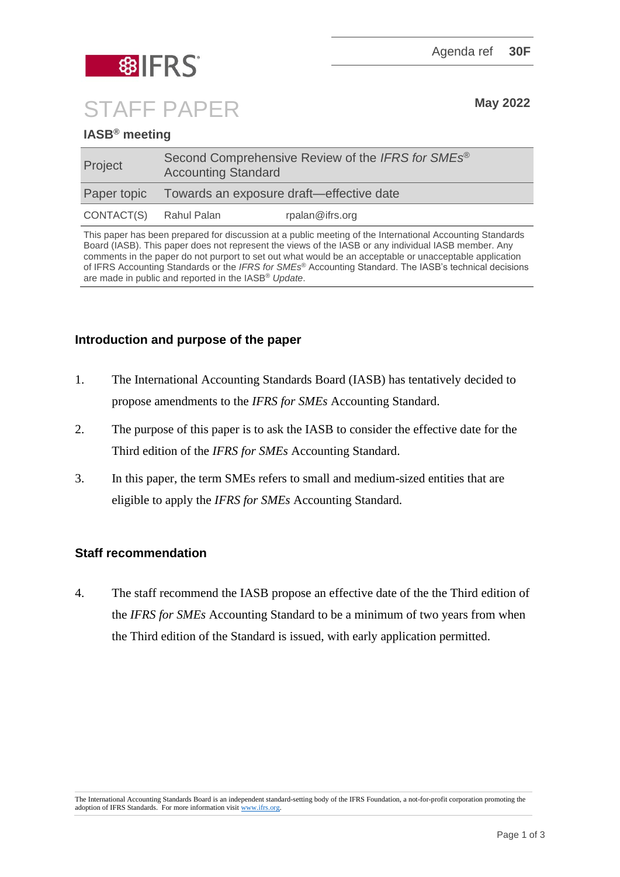Agenda ref **30F**

# STAFF PAPER

**May 2022**

**IASB® meeting**

| | |
|---|---|
| Project | Second Comprehensive Review of the *IFRS for SMEs*® Accounting Standard |
| Paper topic | Towards an exposure draft—effective date |
| CONTACT(S) | Rahul Palan rpalan@ifrs.org |

This paper has been prepared for discussion at a public meeting of the International Accounting Standards Board (IASB). This paper does not represent the views of the IASB or any individual IASB member. Any comments in the paper do not purport to set out what would be an acceptable or unacceptable application of IFRS Accounting Standards or the *IFRS for SMEs*® Accounting Standard. The IASB's technical decisions are made in public and reported in the IASB® *Update*.

## Introduction and purpose of the paper

1. The International Accounting Standards Board (IASB) has tentatively decided to propose amendments to the *IFRS for SMEs* Accounting Standard.
2. The purpose of this paper is to ask the IASB to consider the effective date for the Third edition of the *IFRS for SMEs* Accounting Standard.
3. In this paper, the term SMEs refers to small and medium-sized entities that are eligible to apply the *IFRS for SMEs* Accounting Standard.

## Staff recommendation

4. The staff recommend the IASB propose an effective date of the the Third edition of the *IFRS for SMEs* Accounting Standard to be a minimum of two years from when the Third edition of the Standard is issued, with early application permitted.

The International Accounting Standards Board is an independent standard-setting body of the IFRS Foundation, a not-for-profit corporation promoting the adoption of IFRS Standards. For more information visit www.ifrs.org.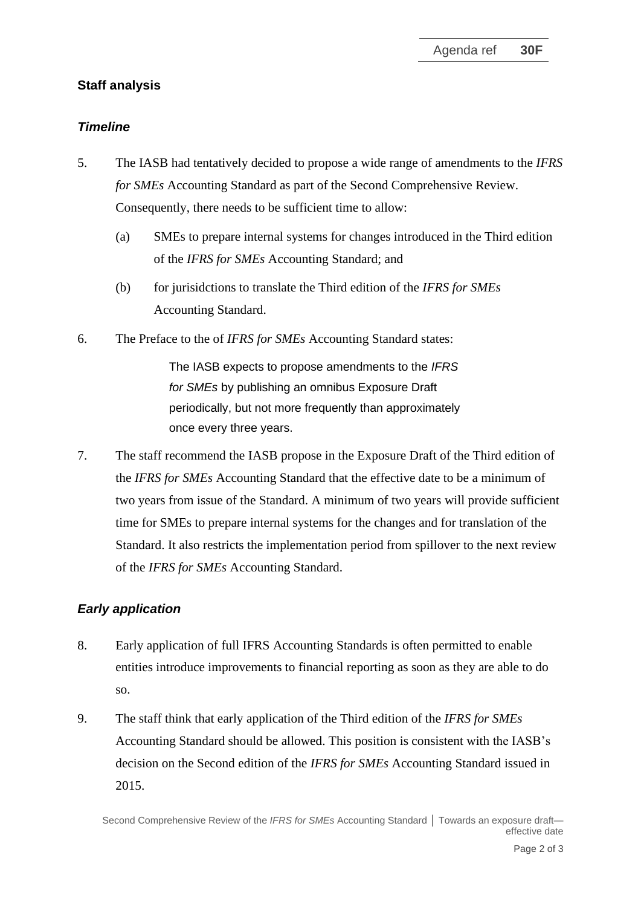## Staff analysis

### *Timeline*

5. The IASB had tentatively decided to propose a wide range of amendments to the *IFRS for SMEs* Accounting Standard as part of the Second Comprehensive Review. Consequently, there needs to be sufficient time to allow:

   (a) SMEs to prepare internal systems for changes introduced in the Third edition of the *IFRS for SMEs* Accounting Standard; and

   (b) for jurisidctions to translate the Third edition of the *IFRS for SMEs* Accounting Standard.

6. The Preface to the of *IFRS for SMEs* Accounting Standard states:

   > The IASB expects to propose amendments to the *IFRS for SMEs* by publishing an omnibus Exposure Draft periodically, but not more frequently than approximately once every three years.

7. The staff recommend the IASB propose in the Exposure Draft of the Third edition of the *IFRS for SMEs* Accounting Standard that the effective date to be a minimum of two years from issue of the Standard. A minimum of two years will provide sufficient time for SMEs to prepare internal systems for the changes and for translation of the Standard. It also restricts the implementation period from spillover to the next review of the *IFRS for SMEs* Accounting Standard.

### *Early application*

8. Early application of full IFRS Accounting Standards is often permitted to enable entities introduce improvements to financial reporting as soon as they are able to do so.

9. The staff think that early application of the Third edition of the *IFRS for SMEs* Accounting Standard should be allowed. This position is consistent with the IASB's decision on the Second edition of the *IFRS for SMEs* Accounting Standard issued in 2015.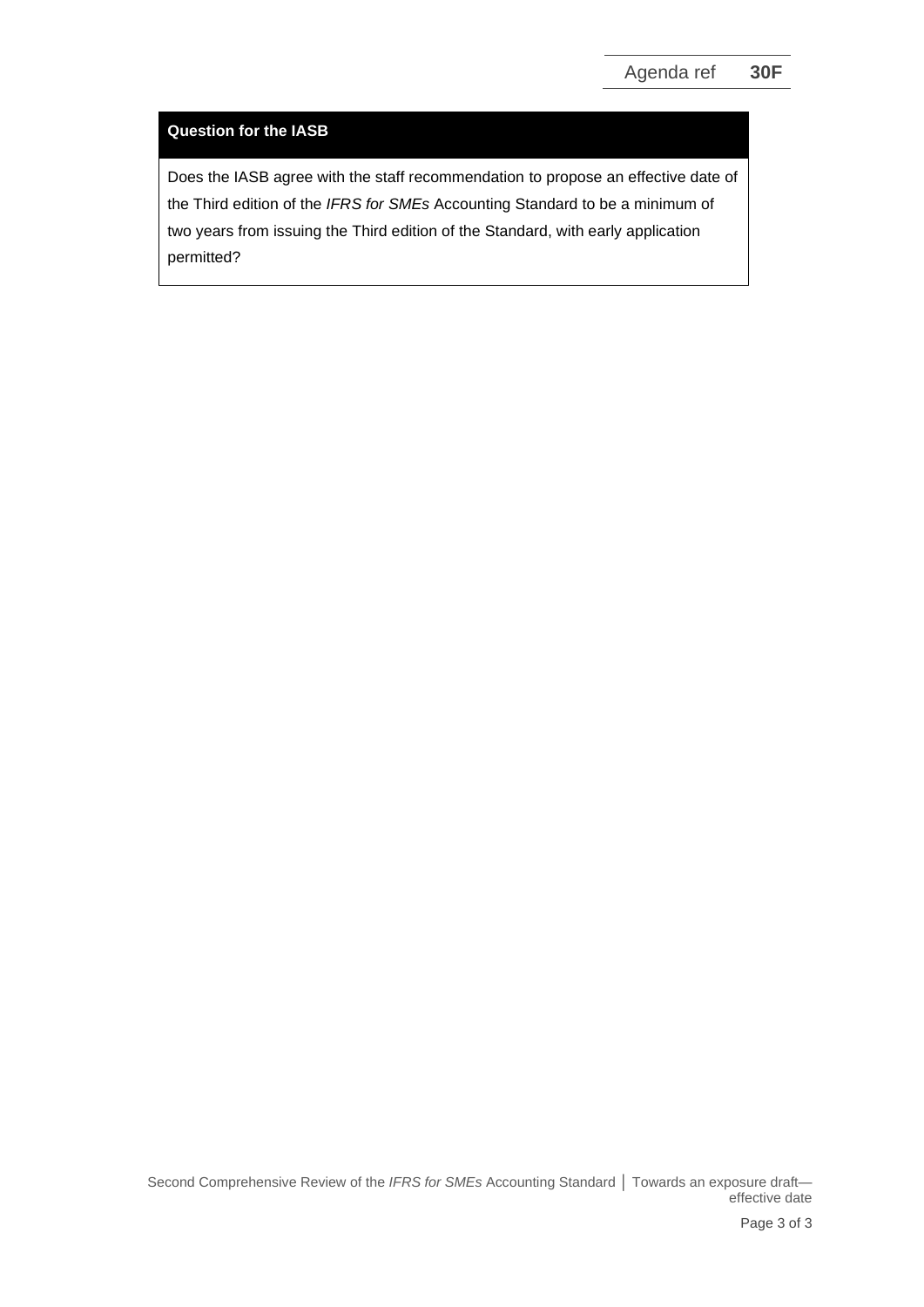**Question for the IASB**

Does the IASB agree with the staff recommendation to propose an effective date of the Third edition of the *IFRS for SMEs* Accounting Standard to be a minimum of two years from issuing the Third edition of the Standard, with early application permitted?